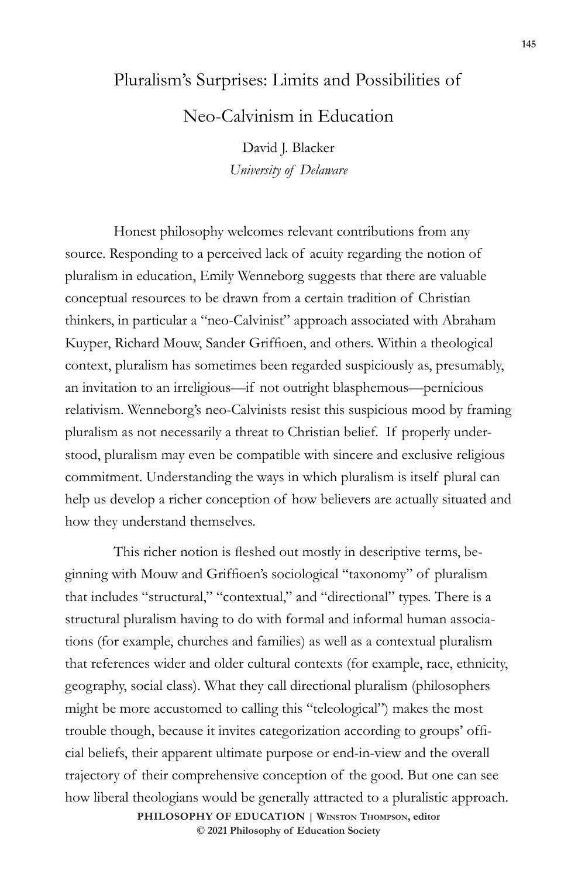# Pluralism's Surprises: Limits and Possibilities of Neo-Calvinism in Education

David J. Blacker
*University of Delaware*

Honest philosophy welcomes relevant contributions from any source. Responding to a perceived lack of acuity regarding the notion of pluralism in education, Emily Wenneborg suggests that there are valuable conceptual resources to be drawn from a certain tradition of Christian thinkers, in particular a "neo-Calvinist" approach associated with Abraham Kuyper, Richard Mouw, Sander Griffioen, and others. Within a theological context, pluralism has sometimes been regarded suspiciously as, presumably, an invitation to an irreligious—if not outright blasphemous—pernicious relativism. Wenneborg's neo-Calvinists resist this suspicious mood by framing pluralism as not necessarily a threat to Christian belief. If properly understood, pluralism may even be compatible with sincere and exclusive religious commitment. Understanding the ways in which pluralism is itself plural can help us develop a richer conception of how believers are actually situated and how they understand themselves.

This richer notion is fleshed out mostly in descriptive terms, beginning with Mouw and Griffioen's sociological "taxonomy" of pluralism that includes "structural," "contextual," and "directional" types. There is a structural pluralism having to do with formal and informal human associations (for example, churches and families) as well as a contextual pluralism that references wider and older cultural contexts (for example, race, ethnicity, geography, social class). What they call directional pluralism (philosophers might be more accustomed to calling this "teleological") makes the most trouble though, because it invites categorization according to groups' official beliefs, their apparent ultimate purpose or end-in-view and the overall trajectory of their comprehensive conception of the good. But one can see how liberal theologians would be generally attracted to a pluralistic approach.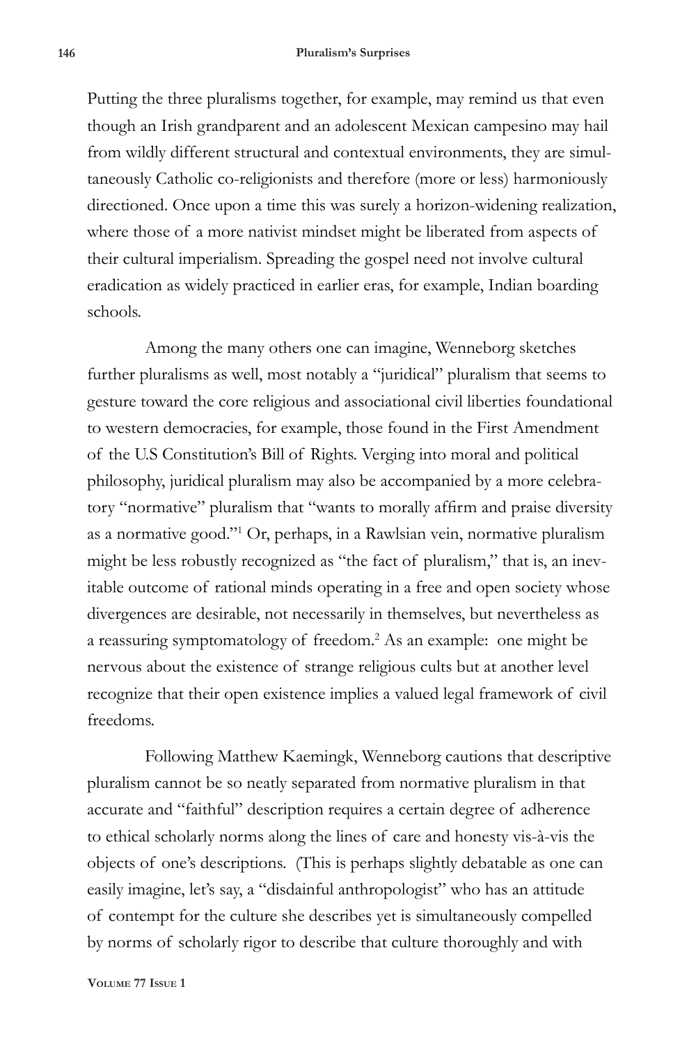Putting the three pluralisms together, for example, may remind us that even though an Irish grandparent and an adolescent Mexican campesino may hail from wildly different structural and contextual environments, they are simultaneously Catholic co-religionists and therefore (more or less) harmoniously directioned. Once upon a time this was surely a horizon-widening realization, where those of a more nativist mindset might be liberated from aspects of their cultural imperialism. Spreading the gospel need not involve cultural eradication as widely practiced in earlier eras, for example, Indian boarding schools.

Among the many others one can imagine, Wenneborg sketches further pluralisms as well, most notably a "juridical" pluralism that seems to gesture toward the core religious and associational civil liberties foundational to western democracies, for example, those found in the First Amendment of the U.S Constitution's Bill of Rights. Verging into moral and political philosophy, juridical pluralism may also be accompanied by a more celebratory "normative" pluralism that "wants to morally affirm and praise diversity as a normative good."[1] Or, perhaps, in a Rawlsian vein, normative pluralism might be less robustly recognized as "the fact of pluralism," that is, an inevitable outcome of rational minds operating in a free and open society whose divergences are desirable, not necessarily in themselves, but nevertheless as a reassuring symptomatology of freedom.[2] As an example: one might be nervous about the existence of strange religious cults but at another level recognize that their open existence implies a valued legal framework of civil freedoms.

Following Matthew Kaemingk, Wenneborg cautions that descriptive pluralism cannot be so neatly separated from normative pluralism in that accurate and "faithful" description requires a certain degree of adherence to ethical scholarly norms along the lines of care and honesty vis-à-vis the objects of one's descriptions. (This is perhaps slightly debatable as one can easily imagine, let's say, a "disdainful anthropologist" who has an attitude of contempt for the culture she describes yet is simultaneously compelled by norms of scholarly rigor to describe that culture thoroughly and with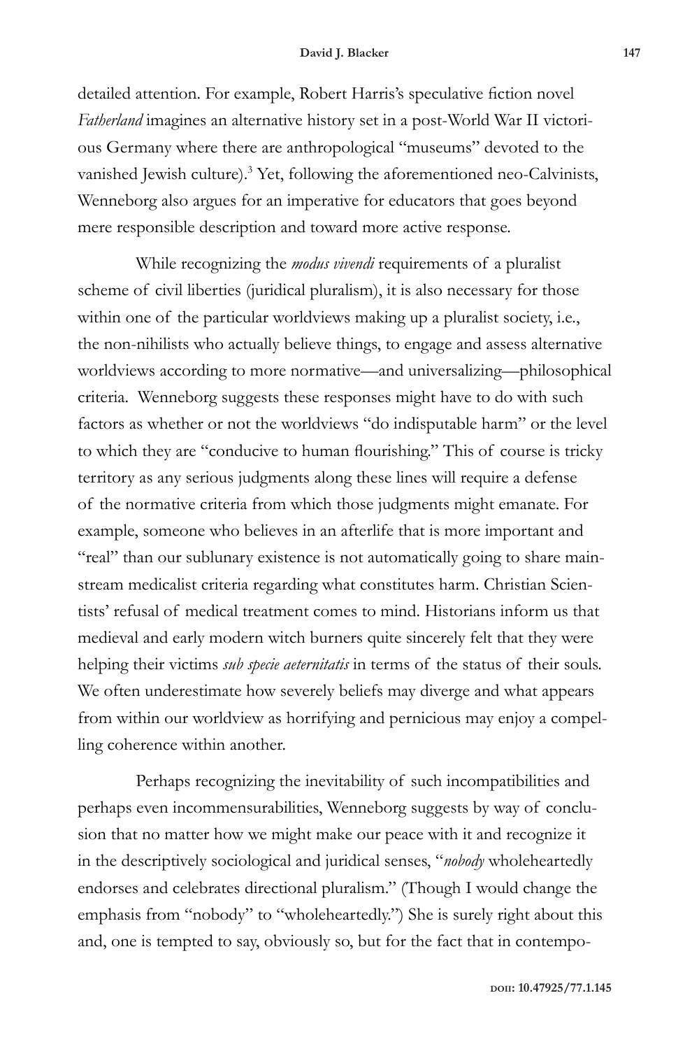detailed attention. For example, Robert Harris's speculative fiction novel *Fatherland* imagines an alternative history set in a post-World War II victorious Germany where there are anthropological "museums" devoted to the vanished Jewish culture).[3] Yet, following the aforementioned neo-Calvinists, Wenneborg also argues for an imperative for educators that goes beyond mere responsible description and toward more active response.

While recognizing the *modus vivendi* requirements of a pluralist scheme of civil liberties (juridical pluralism), it is also necessary for those within one of the particular worldviews making up a pluralist society, i.e., the non-nihilists who actually believe things, to engage and assess alternative worldviews according to more normative—and universalizing—philosophical criteria. Wenneborg suggests these responses might have to do with such factors as whether or not the worldviews "do indisputable harm" or the level to which they are "conducive to human flourishing." This of course is tricky territory as any serious judgments along these lines will require a defense of the normative criteria from which those judgments might emanate. For example, someone who believes in an afterlife that is more important and "real" than our sublunary existence is not automatically going to share mainstream medicalist criteria regarding what constitutes harm. Christian Scientists' refusal of medical treatment comes to mind. Historians inform us that medieval and early modern witch burners quite sincerely felt that they were helping their victims *sub specie aeternitatis* in terms of the status of their souls. We often underestimate how severely beliefs may diverge and what appears from within our worldview as horrifying and pernicious may enjoy a compelling coherence within another.

Perhaps recognizing the inevitability of such incompatibilities and perhaps even incommensurabilities, Wenneborg suggests by way of conclusion that no matter how we might make our peace with it and recognize it in the descriptively sociological and juridical senses, "*nobody* wholeheartedly endorses and celebrates directional pluralism." (Though I would change the emphasis from "nobody" to "wholeheartedly.") She is surely right about this and, one is tempted to say, obviously so, but for the fact that in contempo-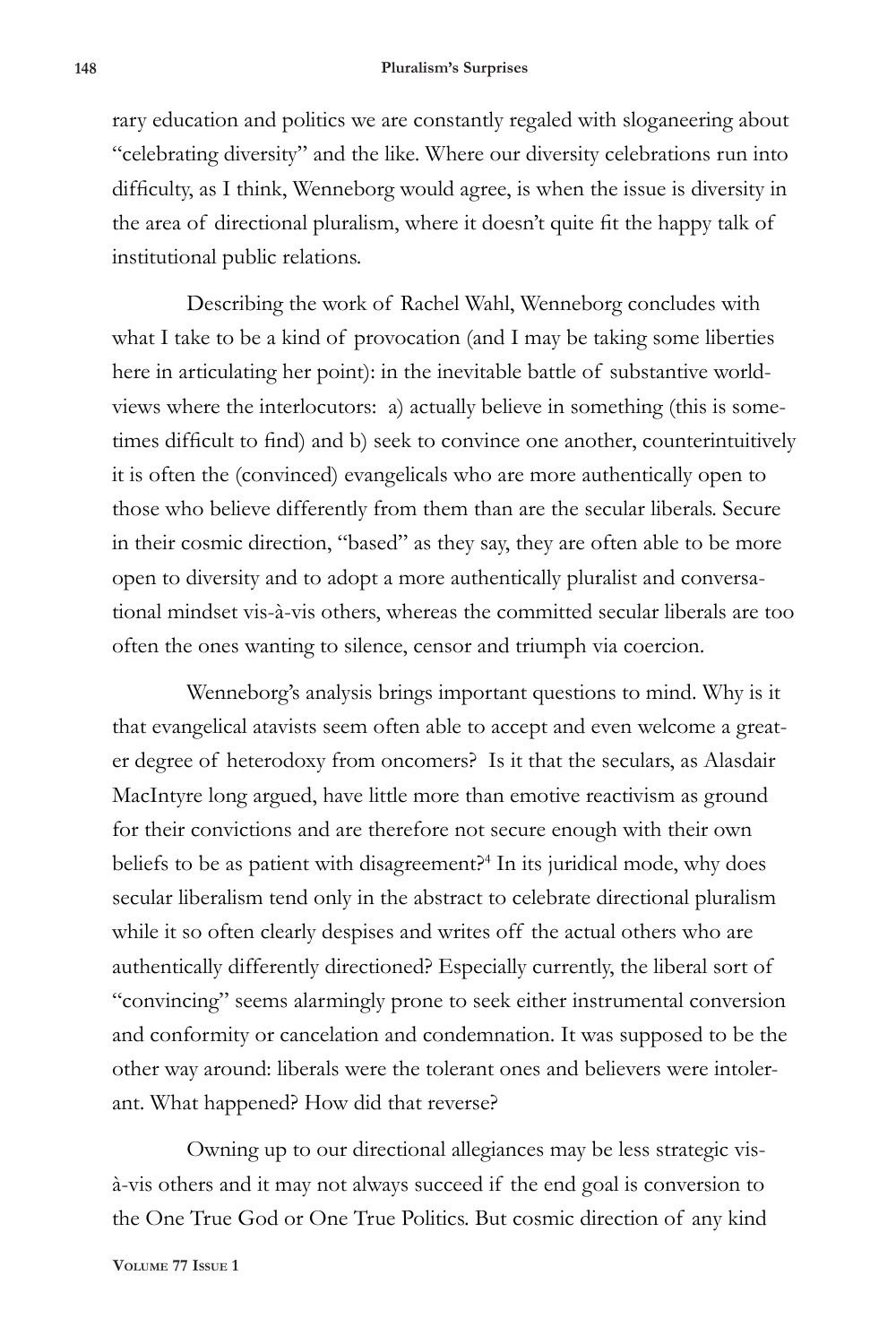rary education and politics we are constantly regaled with sloganeering about "celebrating diversity" and the like. Where our diversity celebrations run into difficulty, as I think, Wenneborg would agree, is when the issue is diversity in the area of directional pluralism, where it doesn't quite fit the happy talk of institutional public relations.

Describing the work of Rachel Wahl, Wenneborg concludes with what I take to be a kind of provocation (and I may be taking some liberties here in articulating her point): in the inevitable battle of substantive world-views where the interlocutors: a) actually believe in something (this is sometimes difficult to find) and b) seek to convince one another, counterintuitively it is often the (convinced) evangelicals who are more authentically open to those who believe differently from them than are the secular liberals. Secure in their cosmic direction, "based" as they say, they are often able to be more open to diversity and to adopt a more authentically pluralist and conversational mindset vis-à-vis others, whereas the committed secular liberals are too often the ones wanting to silence, censor and triumph via coercion.

Wenneborg's analysis brings important questions to mind. Why is it that evangelical atavists seem often able to accept and even welcome a greater degree of heterodoxy from oncomers? Is it that the seculars, as Alasdair MacIntyre long argued, have little more than emotive reactivism as ground for their convictions and are therefore not secure enough with their own beliefs to be as patient with disagreement?[4] In its juridical mode, why does secular liberalism tend only in the abstract to celebrate directional pluralism while it so often clearly despises and writes off the actual others who are authentically differently directioned? Especially currently, the liberal sort of "convincing" seems alarmingly prone to seek either instrumental conversion and conformity or cancelation and condemnation. It was supposed to be the other way around: liberals were the tolerant ones and believers were intolerant. What happened? How did that reverse?

Owning up to our directional allegiances may be less strategic vis-à-vis others and it may not always succeed if the end goal is conversion to the One True God or One True Politics. But cosmic direction of any kind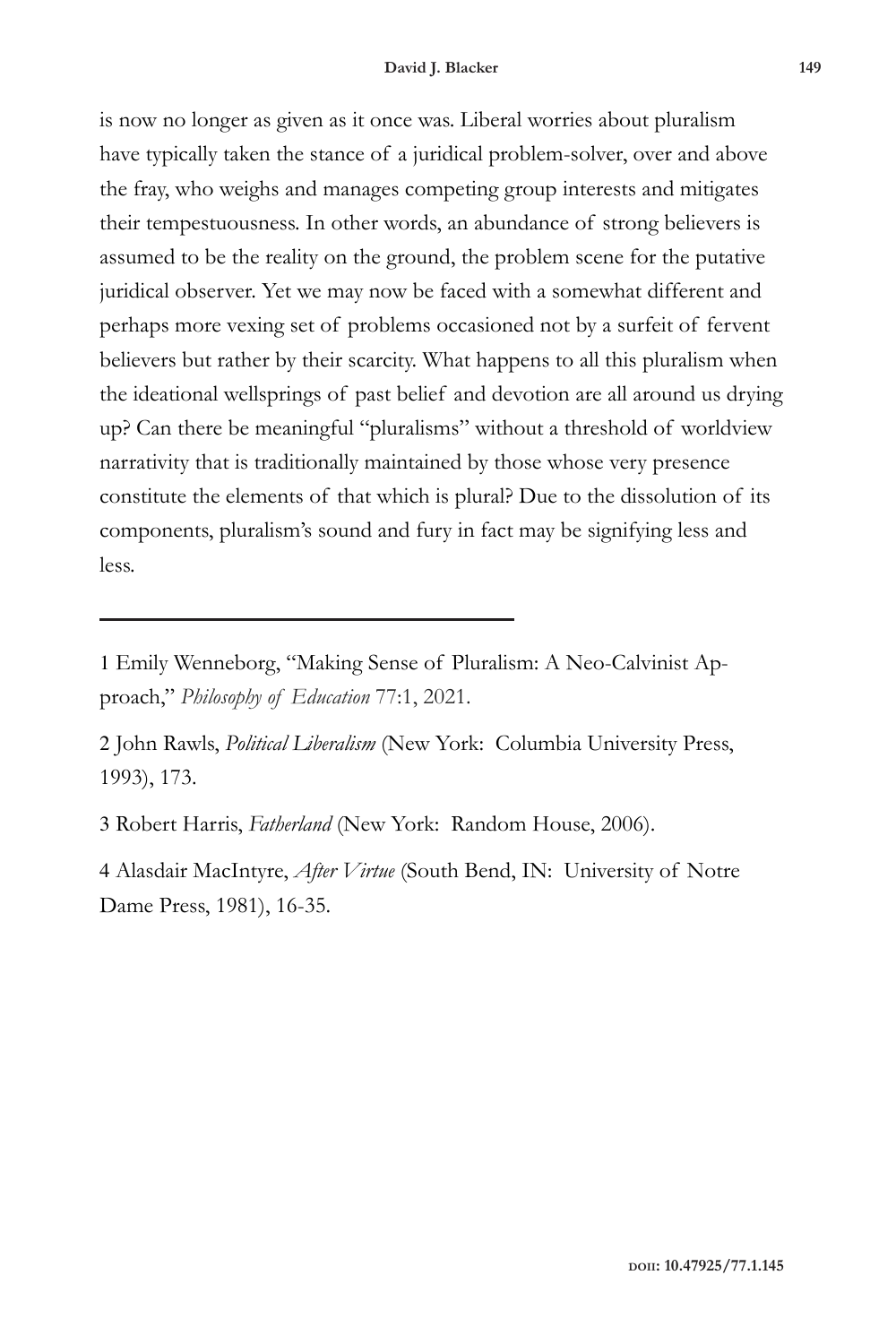is now no longer as given as it once was. Liberal worries about pluralism have typically taken the stance of a juridical problem-solver, over and above the fray, who weighs and manages competing group interests and mitigates their tempestuousness. In other words, an abundance of strong believers is assumed to be the reality on the ground, the problem scene for the putative juridical observer. Yet we may now be faced with a somewhat different and perhaps more vexing set of problems occasioned not by a surfeit of fervent believers but rather by their scarcity. What happens to all this pluralism when the ideational wellsprings of past belief and devotion are all around us drying up? Can there be meaningful "pluralisms" without a threshold of worldview narrativity that is traditionally maintained by those whose very presence constitute the elements of that which is plural? Due to the dissolution of its components, pluralism's sound and fury in fact may be signifying less and less.

---

1 Emily Wenneborg, "Making Sense of Pluralism: A Neo-Calvinist Approach," *Philosophy of Education* 77:1, 2021.

2 John Rawls, *Political Liberalism* (New York: Columbia University Press, 1993), 173.

3 Robert Harris, *Fatherland* (New York: Random House, 2006).

4 Alasdair MacIntyre, *After Virtue* (South Bend, IN: University of Notre Dame Press, 1981), 16-35.